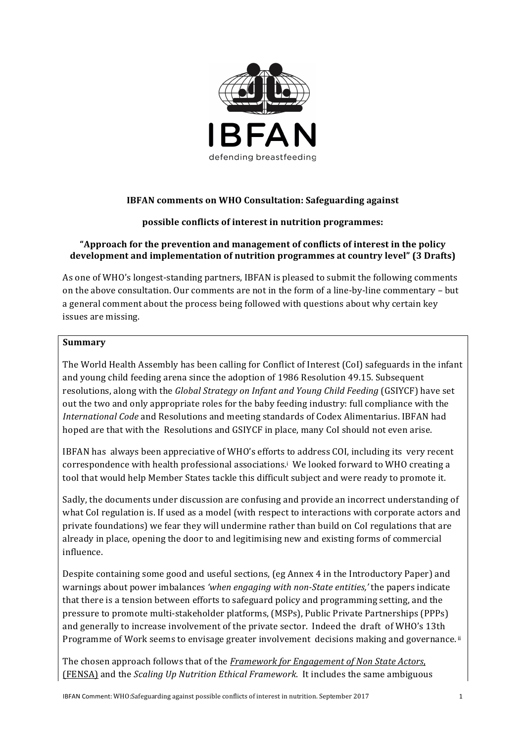IBFAN

defending breastfeeding

**IBFAN comments on WHO Consultation: Safeguarding against**

**possible conflicts of interest in nutrition programmes:**

**"Approach for the prevention and management of conflicts of interest in the policy development and implementation of nutrition programmes at country level" (3 Drafts)**

As one of WHO's longest-standing partners, IBFAN is pleased to submit the following comments on the above consultation. Our comments are not in the form of a line-by-line commentary – but a general comment about the process being followed with questions about why certain key issues are missing.

**Summary**

The World Health Assembly has been calling for Conflict of Interest (CoI) safeguards in the infant and young child feeding arena since the adoption of 1986 Resolution 49.15. Subsequent resolutions, along with the *Global Strategy on Infant and Young Child Feeding* (GSIYCF) have set out the two and only appropriate roles for the baby feeding industry: full compliance with the *International Code* and Resolutions and meeting standards of Codex Alimentarius. IBFAN had hoped are that with the Resolutions and GSIYCF in place, many CoI should not even arise.

IBFAN has always been appreciative of WHO's efforts to address COI, including its very recent correspondence with health professional associations.[i] We looked forward to WHO creating a tool that would help Member States tackle this difficult subject and were ready to promote it.

Sadly, the documents under discussion are confusing and provide an incorrect understanding of what CoI regulation is. If used as a model (with respect to interactions with corporate actors and private foundations) we fear they will undermine rather than build on CoI regulations that are already in place, opening the door to and legitimising new and existing forms of commercial influence.

Despite containing some good and useful sections, (eg Annex 4 in the Introductory Paper) and warnings about power imbalances *'when engaging with non-State entities,'* the papers indicate that there is a tension between efforts to safeguard policy and programming setting, and the pressure to promote multi-stakeholder platforms, (MSPs), Public Private Partnerships (PPPs) and generally to increase involvement of the private sector. Indeed the draft of WHO's 13th Programme of Work seems to envisage greater involvement decisions making and governance.[ii]

The chosen approach follows that of the *Framework for Engagement of Non State Actors*, (FENSA) and the *Scaling Up Nutrition Ethical Framework.* It includes the same ambiguous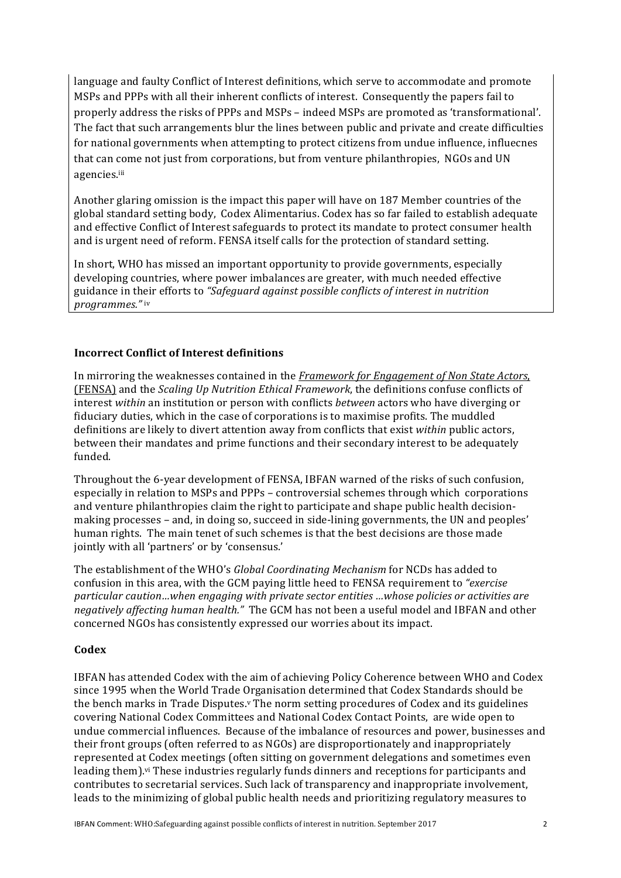language and faulty Conflict of Interest definitions, which serve to accommodate and promote MSPs and PPPs with all their inherent conflicts of interest. Consequently the papers fail to properly address the risks of PPPs and MSPs – indeed MSPs are promoted as 'transformational'. The fact that such arrangements blur the lines between public and private and create difficulties for national governments when attempting to protect citizens from undue influence, influecnes that can come not just from corporations, but from venture philanthropies, NGOs and UN agencies.[iii]

Another glaring omission is the impact this paper will have on 187 Member countries of the global standard setting body, Codex Alimentarius. Codex has so far failed to establish adequate and effective Conflict of Interest safeguards to protect its mandate to protect consumer health and is urgent need of reform. FENSA itself calls for the protection of standard setting.

In short, WHO has missed an important opportunity to provide governments, especially developing countries, where power imbalances are greater, with much needed effective guidance in their efforts to *"Safeguard against possible conflicts of interest in nutrition programmes."* [iv]

**Incorrect Conflict of Interest definitions**

In mirroring the weaknesses contained in the *Framework for Engagement of Non State Actors*, (FENSA) and the *Scaling Up Nutrition Ethical Framework*, the definitions confuse conflicts of interest *within* an institution or person with conflicts *between* actors who have diverging or fiduciary duties, which in the case of corporations is to maximise profits. The muddled definitions are likely to divert attention away from conflicts that exist *within* public actors, between their mandates and prime functions and their secondary interest to be adequately funded.

Throughout the 6-year development of FENSA, IBFAN warned of the risks of such confusion, especially in relation to MSPs and PPPs – controversial schemes through which corporations and venture philanthropies claim the right to participate and shape public health decision-making processes – and, in doing so, succeed in side-lining governments, the UN and peoples' human rights. The main tenet of such schemes is that the best decisions are those made jointly with all 'partners' or by 'consensus.'

The establishment of the WHO's *Global Coordinating Mechanism* for NCDs has added to confusion in this area, with the GCM paying little heed to FENSA requirement to *"exercise particular caution…when engaging with private sector entities …whose policies or activities are negatively affecting human health."* The GCM has not been a useful model and IBFAN and other concerned NGOs has consistently expressed our worries about its impact.

**Codex**

IBFAN has attended Codex with the aim of achieving Policy Coherence between WHO and Codex since 1995 when the World Trade Organisation determined that Codex Standards should be the bench marks in Trade Disputes.[v] The norm setting procedures of Codex and its guidelines covering National Codex Committees and National Codex Contact Points, are wide open to undue commercial influences. Because of the imbalance of resources and power, businesses and their front groups (often referred to as NGOs) are disproportionately and inappropriately represented at Codex meetings (often sitting on government delegations and sometimes even leading them).[vi] These industries regularly funds dinners and receptions for participants and contributes to secretarial services. Such lack of transparency and inappropriate involvement, leads to the minimizing of global public health needs and prioritizing regulatory measures to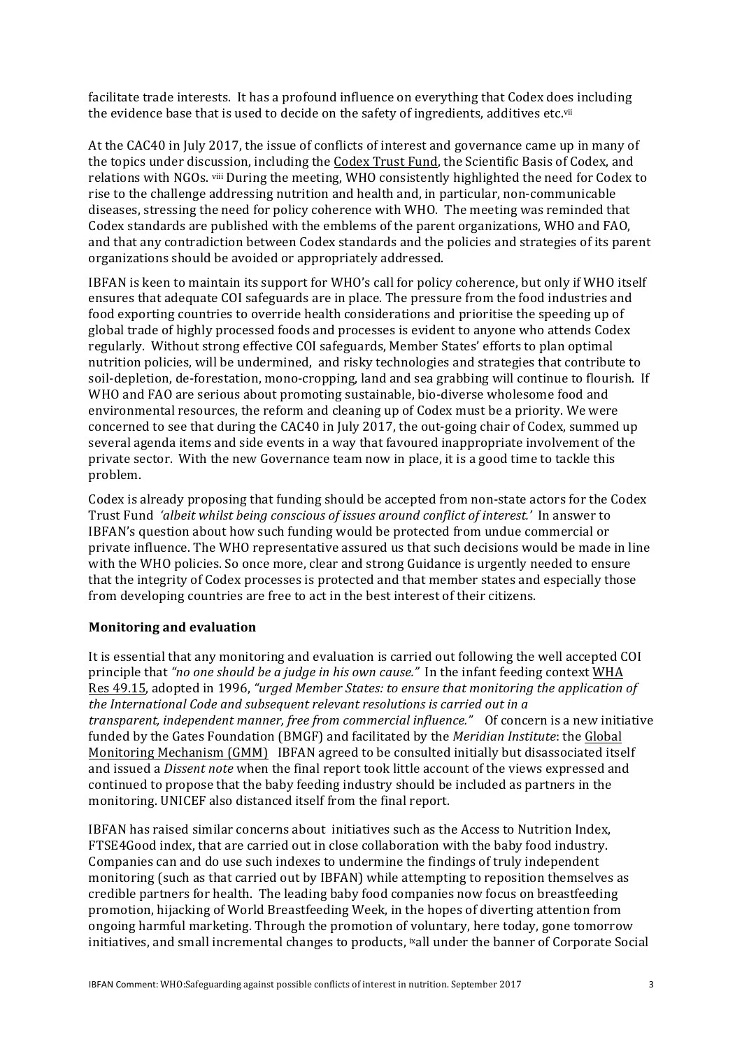facilitate trade interests. It has a profound influence on everything that Codex does including the evidence base that is used to decide on the safety of ingredients, additives etc.[vii]

At the CAC40 in July 2017, the issue of conflicts of interest and governance came up in many of the topics under discussion, including the Codex Trust Fund, the Scientific Basis of Codex, and relations with NGOs. [viii] During the meeting, WHO consistently highlighted the need for Codex to rise to the challenge addressing nutrition and health and, in particular, non-communicable diseases, stressing the need for policy coherence with WHO. The meeting was reminded that Codex standards are published with the emblems of the parent organizations, WHO and FAO, and that any contradiction between Codex standards and the policies and strategies of its parent organizations should be avoided or appropriately addressed.

IBFAN is keen to maintain its support for WHO's call for policy coherence, but only if WHO itself ensures that adequate COI safeguards are in place. The pressure from the food industries and food exporting countries to override health considerations and prioritise the speeding up of global trade of highly processed foods and processes is evident to anyone who attends Codex regularly. Without strong effective COI safeguards, Member States' efforts to plan optimal nutrition policies, will be undermined, and risky technologies and strategies that contribute to soil-depletion, de-forestation, mono-cropping, land and sea grabbing will continue to flourish. If WHO and FAO are serious about promoting sustainable, bio-diverse wholesome food and environmental resources, the reform and cleaning up of Codex must be a priority. We were concerned to see that during the CAC40 in July 2017, the out-going chair of Codex, summed up several agenda items and side events in a way that favoured inappropriate involvement of the private sector. With the new Governance team now in place, it is a good time to tackle this problem.

Codex is already proposing that funding should be accepted from non-state actors for the Codex Trust Fund *'albeit whilst being conscious of issues around conflict of interest.'* In answer to IBFAN's question about how such funding would be protected from undue commercial or private influence. The WHO representative assured us that such decisions would be made in line with the WHO policies. So once more, clear and strong Guidance is urgently needed to ensure that the integrity of Codex processes is protected and that member states and especially those from developing countries are free to act in the best interest of their citizens.

**Monitoring and evaluation**

It is essential that any monitoring and evaluation is carried out following the well accepted COI principle that *"no one should be a judge in his own cause."* In the infant feeding context WHA Res 49.15, adopted in 1996, *"urged Member States: to ensure that monitoring the application of the International Code and subsequent relevant resolutions is carried out in a transparent, independent manner, free from commercial influence."* Of concern is a new initiative funded by the Gates Foundation (BMGF) and facilitated by the *Meridian Institute*: the Global Monitoring Mechanism (GMM) IBFAN agreed to be consulted initially but disassociated itself and issued a *Dissent note* when the final report took little account of the views expressed and continued to propose that the baby feeding industry should be included as partners in the monitoring. UNICEF also distanced itself from the final report.

IBFAN has raised similar concerns about initiatives such as the Access to Nutrition Index, FTSE4Good index, that are carried out in close collaboration with the baby food industry. Companies can and do use such indexes to undermine the findings of truly independent monitoring (such as that carried out by IBFAN) while attempting to reposition themselves as credible partners for health. The leading baby food companies now focus on breastfeeding promotion, hijacking of World Breastfeeding Week, in the hopes of diverting attention from ongoing harmful marketing. Through the promotion of voluntary, here today, gone tomorrow initiatives, and small incremental changes to products, [ix]all under the banner of Corporate Social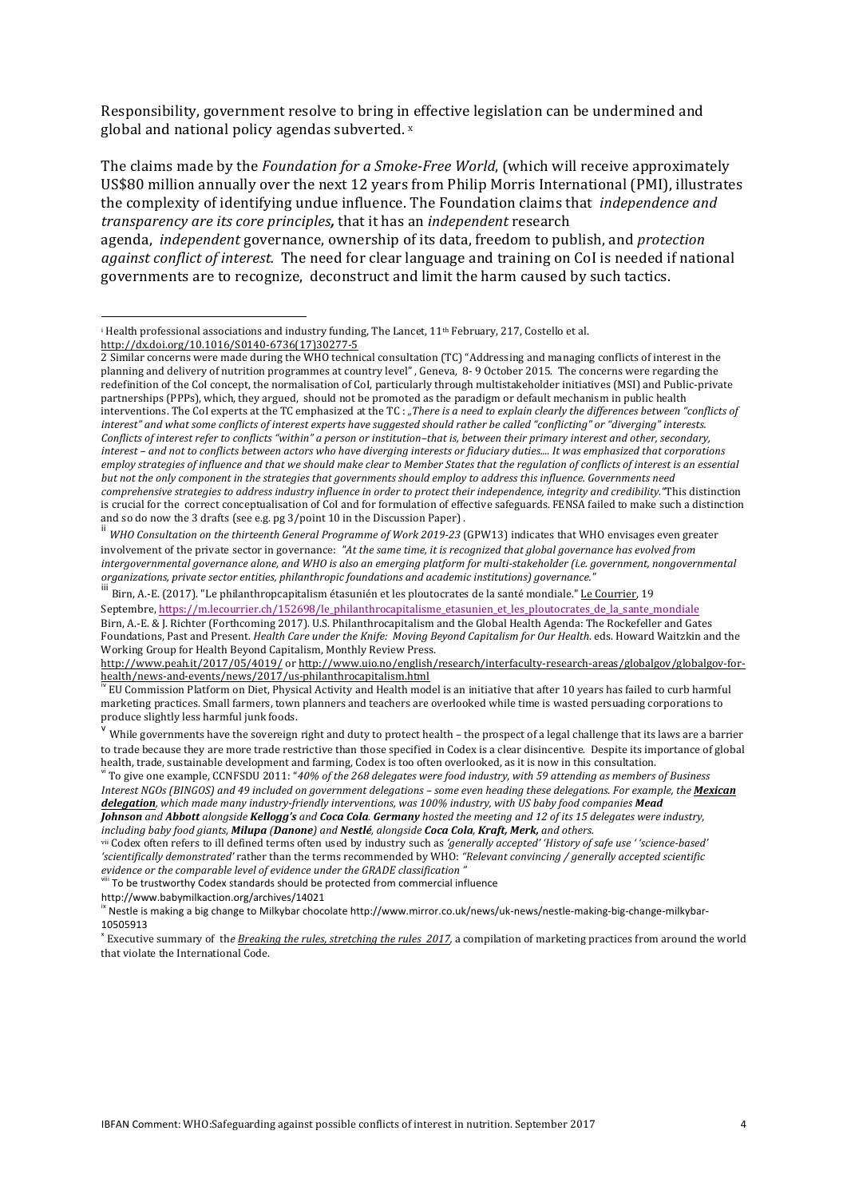Responsibility, government resolve to bring in effective legislation can be undermined and global and national policy agendas subverted. [x]

The claims made by the *Foundation for a Smoke-Free World*, (which will receive approximately US$80 million annually over the next 12 years from Philip Morris International (PMI), illustrates the complexity of identifying undue influence. The Foundation claims that *independence and transparency are its core principles,* that it has an *independent* research agenda, *independent* governance, ownership of its data, freedom to publish, and *protection against conflict of interest.* The need for clear language and training on CoI is needed if national governments are to recognize, deconstruct and limit the harm caused by such tactics.

---

[i] Health professional associations and industry funding, The Lancet, 11th February, 217, Costello et al. http://dx.doi.org/10.1016/S0140-6736(17)30277-5

2 Similar concerns were made during the WHO technical consultation (TC) "Addressing and managing conflicts of interest in the planning and delivery of nutrition programmes at country level" , Geneva, 8- 9 October 2015. The concerns were regarding the redefinition of the CoI concept, the normalisation of CoI, particularly through multistakeholder initiatives (MSI) and Public-private partnerships (PPPs), which, they argued, should not be promoted as the paradigm or default mechanism in public health interventions. The CoI experts at the TC emphasized at the TC : *„There is a need to explain clearly the differences between "conflicts of interest" and what some conflicts of interest experts have suggested should rather be called "conflicting" or "diverging" interests. Conflicts of interest refer to conflicts "within" a person or institution–that is, between their primary interest and other, secondary, interest – and not to conflicts between actors who have diverging interests or fiduciary duties.... It was emphasized that corporations employ strategies of influence and that we should make clear to Member States that the regulation of conflicts of interest is an essential but not the only component in the strategies that governments should employ to address this influence. Governments need comprehensive strategies to address industry influence in order to protect their independence, integrity and credibility."*This distinction is crucial for the correct conceptualisation of CoI and for formulation of effective safeguards. FENSA failed to make such a distinction and so do now the 3 drafts (see e.g. pg 3/point 10 in the Discussion Paper) .

[ii] *WHO Consultation on the thirteenth General Programme of Work 2019-23* (GPW13) indicates that WHO envisages even greater involvement of the private sector in governance: *"At the same time, it is recognized that global governance has evolved from intergovernmental governance alone, and WHO is also an emerging platform for multi-stakeholder (i.e. government, nongovernmental organizations, private sector entities, philanthropic foundations and academic institutions) governance."*

[iii] Birn, A.-E. (2017). "Le philanthropcapitalism étasunién et les ploutocrates de la santé mondiale." Le Courrier, 19 Septembre, https://m.lecourrier.ch/152698/le_philanthrocapitalisme_etasunien_et_les_ploutocrates_de_la_sante_mondiale
Birn, A.-E. & J. Richter (Forthcoming 2017). U.S. Philanthrocapitalism and the Global Health Agenda: The Rockefeller and Gates Foundations, Past and Present. *Health Care under the Knife: Moving Beyond Capitalism for Our Health*. eds. Howard Waitzkin and the Working Group for Health Beyond Capitalism, Monthly Review Press.
http://www.peah.it/2017/05/4019/ or http://www.uio.no/english/research/interfaculty-research-areas/globalgov/globalgov-for-health/news-and-events/news/2017/us-philanthrocapitalism.html

[iv] EU Commission Platform on Diet, Physical Activity and Health model is an initiative that after 10 years has failed to curb harmful marketing practices. Small farmers, town planners and teachers are overlooked while time is wasted persuading corporations to produce slightly less harmful junk foods.

[v] While governments have the sovereign right and duty to protect health – the prospect of a legal challenge that its laws are a barrier to trade because they are more trade restrictive than those specified in Codex is a clear disincentive. Despite its importance of global health, trade, sustainable development and farming, Codex is too often overlooked, as it is now in this consultation.

[vi] To give one example, CCNFSDU 2011: "*40% of the 268 delegates were food industry, with 59 attending as members of Business Interest NGOs (BINGOS) and 49 included on government delegations – some even heading these delegations. For example, the **Mexican delegation**, which made many industry-friendly interventions, was 100% industry, with US baby food companies **Mead Johnson** and **Abbott** alongside **Kellogg's** and **Coca Cola**. **Germany** hosted the meeting and 12 of its 15 delegates were industry, including baby food giants, **Milupa (Danone)** and **Nestlé**, alongside **Coca Cola**, **Kraft, Merk,** and others.*

[vii] Codex often refers to ill defined terms often used by industry such as *'generally accepted' 'History of safe use ' 'science-based' 'scientifically demonstrated'* rather than the terms recommended by WHO: *"Relevant convincing / generally accepted scientific evidence or the comparable level of evidence under the GRADE classification "*

[viii] To be trustworthy Codex standards should be protected from commercial influence
http://www.babymilkaction.org/archives/14021

[ix] Nestle is making a big change to Milkybar chocolate http://www.mirror.co.uk/news/uk-news/nestle-making-big-change-milkybar-10505913

[x] Executive summary of th*e Breaking the rules, stretching the rules 2017*, a compilation of marketing practices from around the world that violate the International Code.